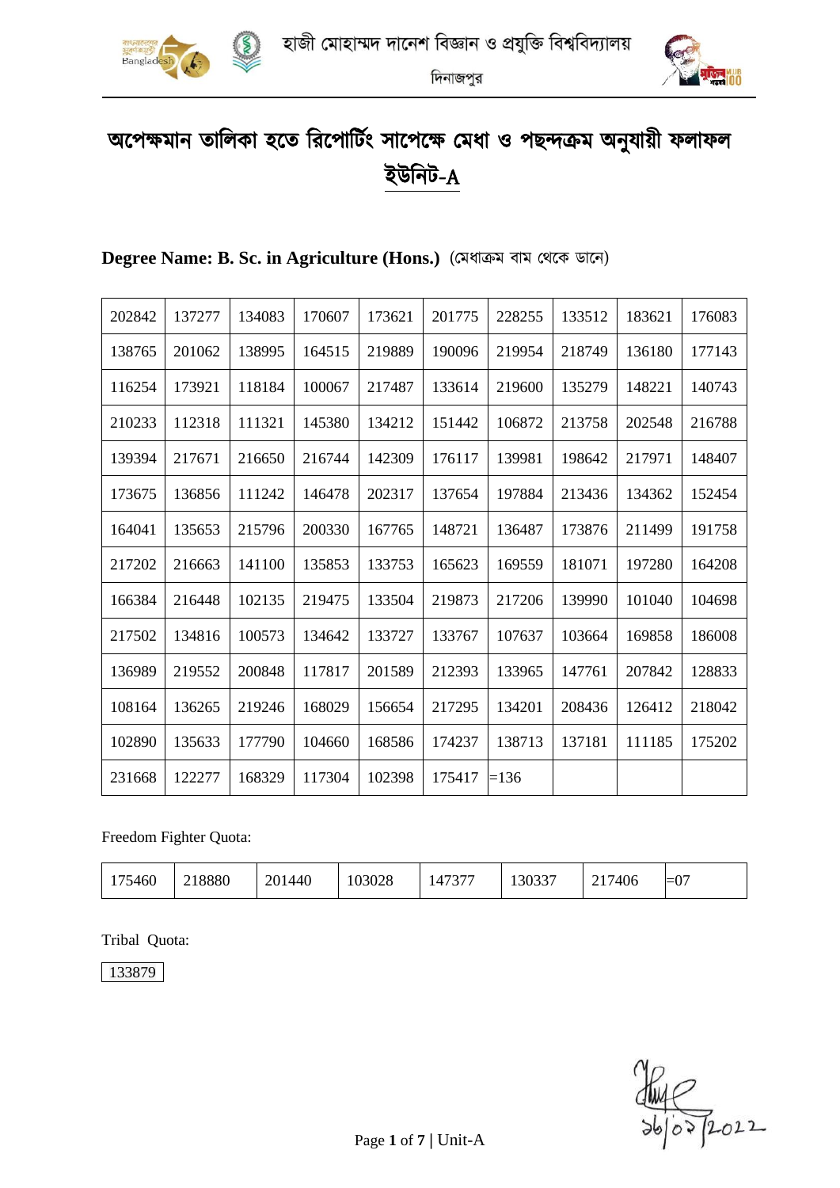হাজী মোহাম্মদ দানেশ বিজ্ঞান ও প্রযুক্তি বিশ্ববিদ্যালয়

দিনাজপুর

# অপেক্ষমান তালিকা হতে রিপোর্টিং সাপেক্ষে মেধা ও পছন্দক্রম অনুযায়ী ফলাফল

## ইউনিট-A

**Degree Name: B. Sc. in Agriculture (Hons.)** (মেধাক্রম বাম থেকে ডানে)

| | | | | | | | | | |
|---|---|---|---|---|---|---|---|---|---|
| 202842 | 137277 | 134083 | 170607 | 173621 | 201775 | 228255 | 133512 | 183621 | 176083 |
| 138765 | 201062 | 138995 | 164515 | 219889 | 190096 | 219954 | 218749 | 136180 | 177143 |
| 116254 | 173921 | 118184 | 100067 | 217487 | 133614 | 219600 | 135279 | 148221 | 140743 |
| 210233 | 112318 | 111321 | 145380 | 134212 | 151442 | 106872 | 213758 | 202548 | 216788 |
| 139394 | 217671 | 216650 | 216744 | 142309 | 176117 | 139981 | 198642 | 217971 | 148407 |
| 173675 | 136856 | 111242 | 146478 | 202317 | 137654 | 197884 | 213436 | 134362 | 152454 |
| 164041 | 135653 | 215796 | 200330 | 167765 | 148721 | 136487 | 173876 | 211499 | 191758 |
| 217202 | 216663 | 141100 | 135853 | 133753 | 165623 | 169559 | 181071 | 197280 | 164208 |
| 166384 | 216448 | 102135 | 219475 | 133504 | 219873 | 217206 | 139990 | 101040 | 104698 |
| 217502 | 134816 | 100573 | 134642 | 133727 | 133767 | 107637 | 103664 | 169858 | 186008 |
| 136989 | 219552 | 200848 | 117817 | 201589 | 212393 | 133965 | 147761 | 207842 | 128833 |
| 108164 | 136265 | 219246 | 168029 | 156654 | 217295 | 134201 | 208436 | 126412 | 218042 |
| 102890 | 135633 | 177790 | 104660 | 168586 | 174237 | 138713 | 137181 | 111185 | 175202 |
| 231668 | 122277 | 168329 | 117304 | 102398 | 175417 | =136 | | | |

Freedom Fighter Quota:

| | | | | | | | |
|---|---|---|---|---|---|---|---|
| 175460 | 218880 | 201440 | 103028 | 147377 | 130337 | 217406 | =07 |

Tribal Quota:

| |
|---|
| 133879 |

১৬/০২/2022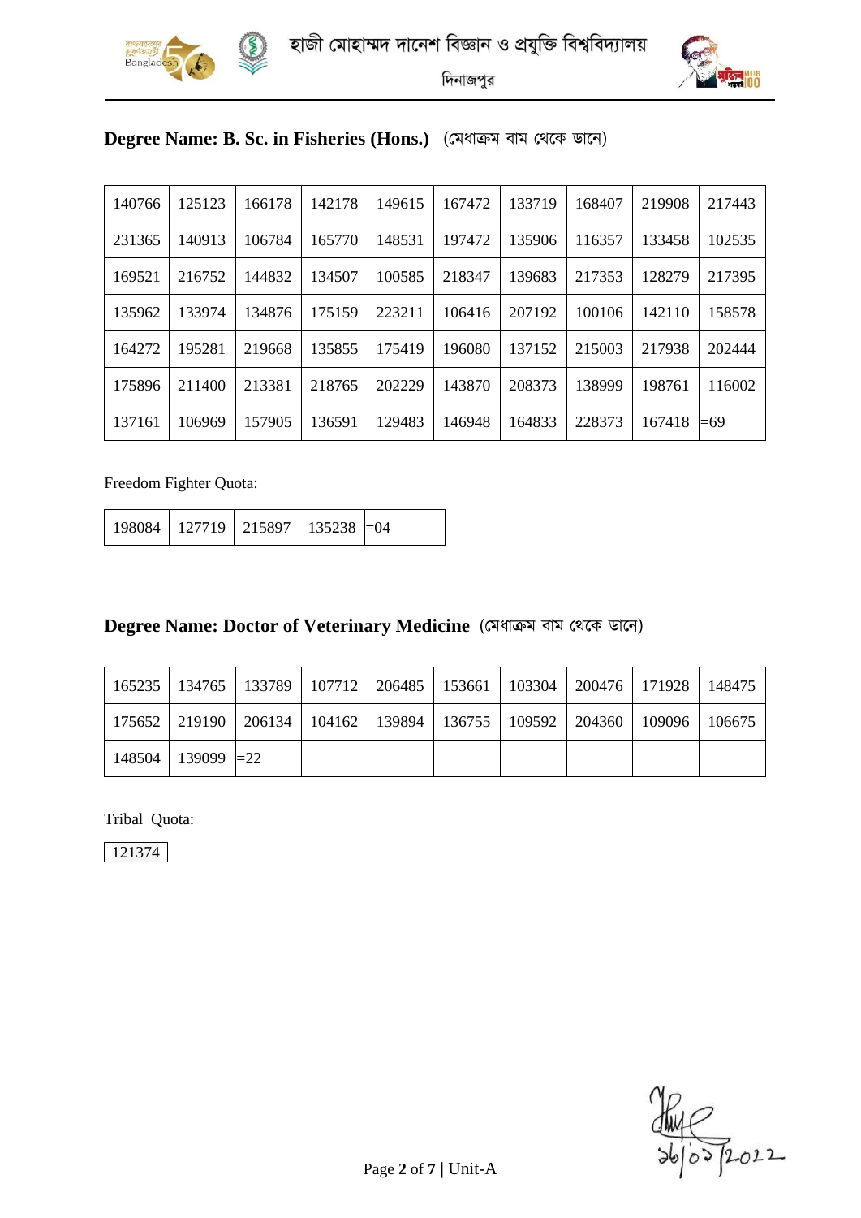**Degree Name: B. Sc. in Fisheries (Hons.)** (মেধাক্রম বাম থেকে ডানে)

| | | | | | | | | | |
|---|---|---|---|---|---|---|---|---|---|
| 140766 | 125123 | 166178 | 142178 | 149615 | 167472 | 133719 | 168407 | 219908 | 217443 |
| 231365 | 140913 | 106784 | 165770 | 148531 | 197472 | 135906 | 116357 | 133458 | 102535 |
| 169521 | 216752 | 144832 | 134507 | 100585 | 218347 | 139683 | 217353 | 128279 | 217395 |
| 135962 | 133974 | 134876 | 175159 | 223211 | 106416 | 207192 | 100106 | 142110 | 158578 |
| 164272 | 195281 | 219668 | 135855 | 175419 | 196080 | 137152 | 215003 | 217938 | 202444 |
| 175896 | 211400 | 213381 | 218765 | 202229 | 143870 | 208373 | 138999 | 198761 | 116002 |
| 137161 | 106969 | 157905 | 136591 | 129483 | 146948 | 164833 | 228373 | 167418 | =69 |

Freedom Fighter Quota:

| | | | | |
|---|---|---|---|---|
| 198084 | 127719 | 215897 | 135238 | =04 |

**Degree Name: Doctor of Veterinary Medicine** (মেধাক্রম বাম থেকে ডানে)

| | | | | | | | | | |
|---|---|---|---|---|---|---|---|---|---|
| 165235 | 134765 | 133789 | 107712 | 206485 | 153661 | 103304 | 200476 | 171928 | 148475 |
| 175652 | 219190 | 206134 | 104162 | 139894 | 136755 | 109592 | 204360 | 109096 | 106675 |
| 148504 | 139099 | =22 | | | | | | | |

Tribal Quota:

| |
|---|
| 121374 |

১৬/০২/2022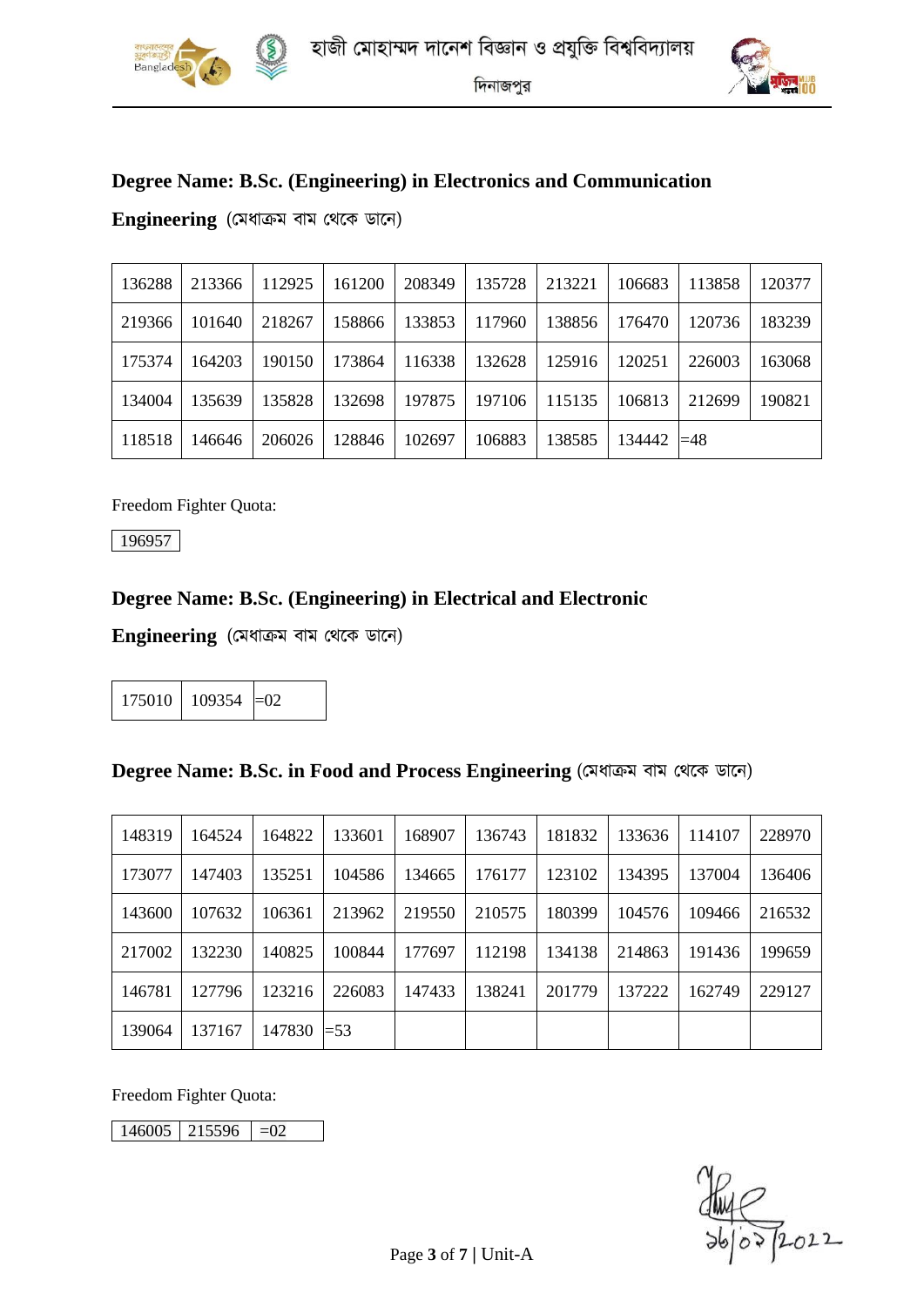হাজী মোহাম্মদ দানেশ বিজ্ঞান ও প্রযুক্তি বিশ্ববিদ্যালয়

দিনাজপুর

### Degree Name: B.Sc. (Engineering) in Electronics and Communication Engineering (মেধাক্রম বাম থেকে ডানে)

| | | | | | | | | | |
|---|---|---|---|---|---|---|---|---|---|
| 136288 | 213366 | 112925 | 161200 | 208349 | 135728 | 213221 | 106683 | 113858 | 120377 |
| 219366 | 101640 | 218267 | 158866 | 133853 | 117960 | 138856 | 176470 | 120736 | 183239 |
| 175374 | 164203 | 190150 | 173864 | 116338 | 132628 | 125916 | 120251 | 226003 | 163068 |
| 134004 | 135639 | 135828 | 132698 | 197875 | 197106 | 115135 | 106813 | 212699 | 190821 |
| 118518 | 146646 | 206026 | 128846 | 102697 | 106883 | 138585 | 134442 | =48 | |

Freedom Fighter Quota:

| |
|---|
| 196957 |

### Degree Name: B.Sc. (Engineering) in Electrical and Electronic Engineering (মেধাক্রম বাম থেকে ডানে)

| | | |
|---|---|---|
| 175010 | 109354 | =02 |

### Degree Name: B.Sc. in Food and Process Engineering (মেধাক্রম বাম থেকে ডানে)

| | | | | | | | | | |
|---|---|---|---|---|---|---|---|---|---|
| 148319 | 164524 | 164822 | 133601 | 168907 | 136743 | 181832 | 133636 | 114107 | 228970 |
| 173077 | 147403 | 135251 | 104586 | 134665 | 176177 | 123102 | 134395 | 137004 | 136406 |
| 143600 | 107632 | 106361 | 213962 | 219550 | 210575 | 180399 | 104576 | 109466 | 216532 |
| 217002 | 132230 | 140825 | 100844 | 177697 | 112198 | 134138 | 214863 | 191436 | 199659 |
| 146781 | 127796 | 123216 | 226083 | 147433 | 138241 | 201779 | 137222 | 162749 | 229127 |
| 139064 | 137167 | 147830 | =53 | | | | | | |

Freedom Fighter Quota:

| | | |
|---|---|---|
| 146005 | 215596 | =02 |

১৬/০২/2022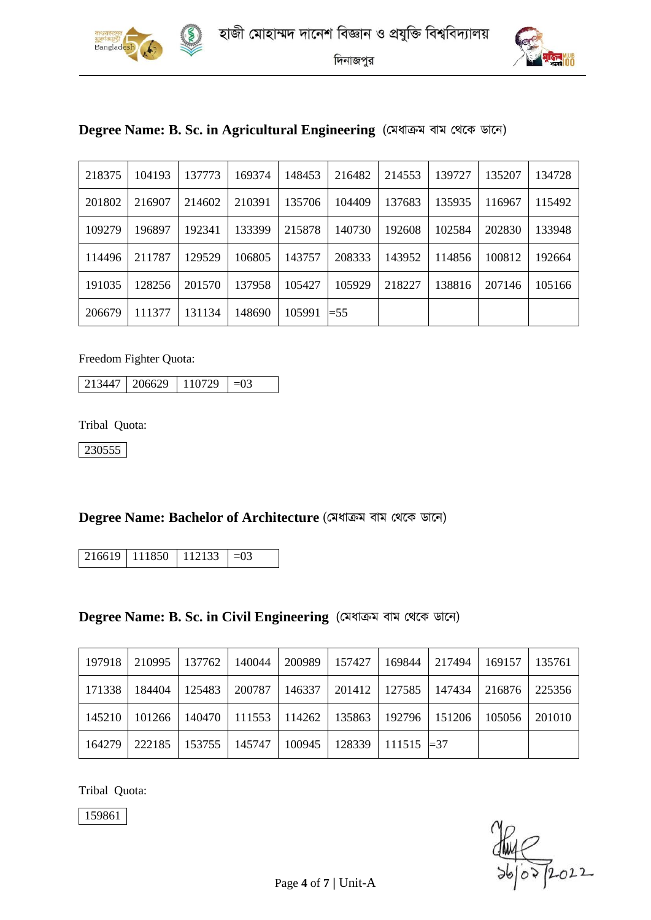## Degree Name: B. Sc. in Agricultural Engineering (মেধাক্রম বাম থেকে ডানে)

| | | | | | | | | | |
|---|---|---|---|---|---|---|---|---|---|
| 218375 | 104193 | 137773 | 169374 | 148453 | 216482 | 214553 | 139727 | 135207 | 134728 |
| 201802 | 216907 | 214602 | 210391 | 135706 | 104409 | 137683 | 135935 | 116967 | 115492 |
| 109279 | 196897 | 192341 | 133399 | 215878 | 140730 | 192608 | 102584 | 202830 | 133948 |
| 114496 | 211787 | 129529 | 106805 | 143757 | 208333 | 143952 | 114856 | 100812 | 192664 |
| 191035 | 128256 | 201570 | 137958 | 105427 | 105929 | 218227 | 138816 | 207146 | 105166 |
| 206679 | 111377 | 131134 | 148690 | 105991 | =55 | | | | |

Freedom Fighter Quota:

| | | | |
|---|---|---|---|
| 213447 | 206629 | 110729 | =03 |

Tribal Quota:

| |
|---|
| 230555 |

## Degree Name: Bachelor of Architecture (মেধাক্রম বাম থেকে ডানে)

| | | | |
|---|---|---|---|
| 216619 | 111850 | 112133 | =03 |

## Degree Name: B. Sc. in Civil Engineering (মেধাক্রম বাম থেকে ডানে)

| | | | | | | | | | |
|---|---|---|---|---|---|---|---|---|---|
| 197918 | 210995 | 137762 | 140044 | 200989 | 157427 | 169844 | 217494 | 169157 | 135761 |
| 171338 | 184404 | 125483 | 200787 | 146337 | 201412 | 127585 | 147434 | 216876 | 225356 |
| 145210 | 101266 | 140470 | 111553 | 114262 | 135863 | 192796 | 151206 | 105056 | 201010 |
| 164279 | 222185 | 153755 | 145747 | 100945 | 128339 | 111515 | =37 | | |

Tribal Quota:

| |
|---|
| 159861 |

১৬/০২/2022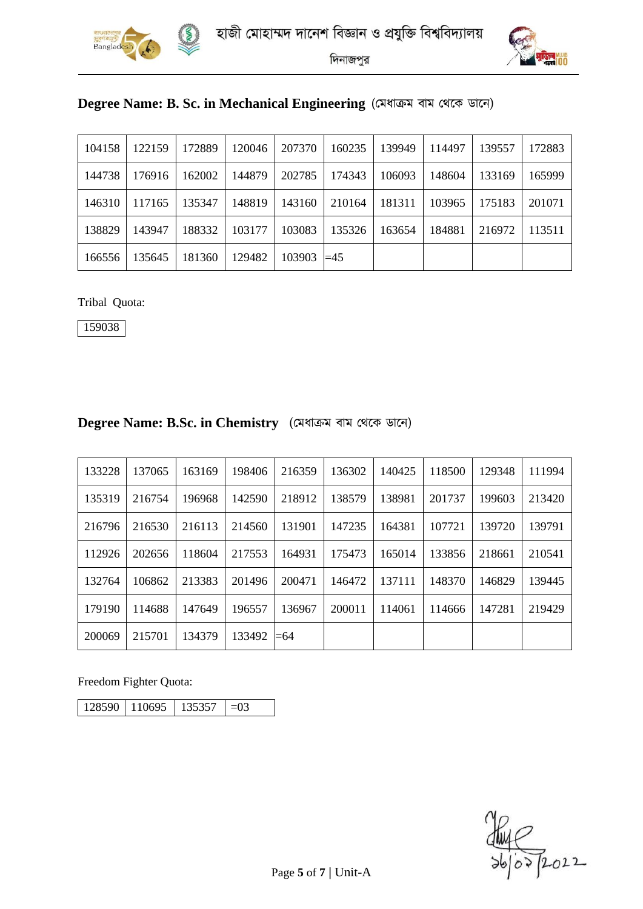# হাজী মোহাম্মদ দানেশ বিজ্ঞান ও প্রযুক্তি বিশ্ববিদ্যালয়

দিনাজপুর

## Degree Name: B. Sc. in Mechanical Engineering (মেধাক্রম বাম থেকে ডানে)

| | | | | | | | | | |
|---|---|---|---|---|---|---|---|---|---|
| 104158 | 122159 | 172889 | 120046 | 207370 | 160235 | 139949 | 114497 | 139557 | 172883 |
| 144738 | 176916 | 162002 | 144879 | 202785 | 174343 | 106093 | 148604 | 133169 | 165999 |
| 146310 | 117165 | 135347 | 148819 | 143160 | 210164 | 181311 | 103965 | 175183 | 201071 |
| 138829 | 143947 | 188332 | 103177 | 103083 | 135326 | 163654 | 184881 | 216972 | 113511 |
| 166556 | 135645 | 181360 | 129482 | 103903 | =45 | | | | |

Tribal Quota:

| |
|---|
| 159038 |

## Degree Name: B.Sc. in Chemistry (মেধাক্রম বাম থেকে ডানে)

| | | | | | | | | | |
|---|---|---|---|---|---|---|---|---|---|
| 133228 | 137065 | 163169 | 198406 | 216359 | 136302 | 140425 | 118500 | 129348 | 111994 |
| 135319 | 216754 | 196968 | 142590 | 218912 | 138579 | 138981 | 201737 | 199603 | 213420 |
| 216796 | 216530 | 216113 | 214560 | 131901 | 147235 | 164381 | 107721 | 139720 | 139791 |
| 112926 | 202656 | 118604 | 217553 | 164931 | 175473 | 165014 | 133856 | 218661 | 210541 |
| 132764 | 106862 | 213383 | 201496 | 200471 | 146472 | 137111 | 148370 | 146829 | 139445 |
| 179190 | 114688 | 147649 | 196557 | 136967 | 200011 | 114061 | 114666 | 147281 | 219429 |
| 200069 | 215701 | 134379 | 133492 | =64 | | | | | |

Freedom Fighter Quota:

| | | | |
|---|---|---|---|
| 128590 | 110695 | 135357 | =03 |

১৬/০২/2022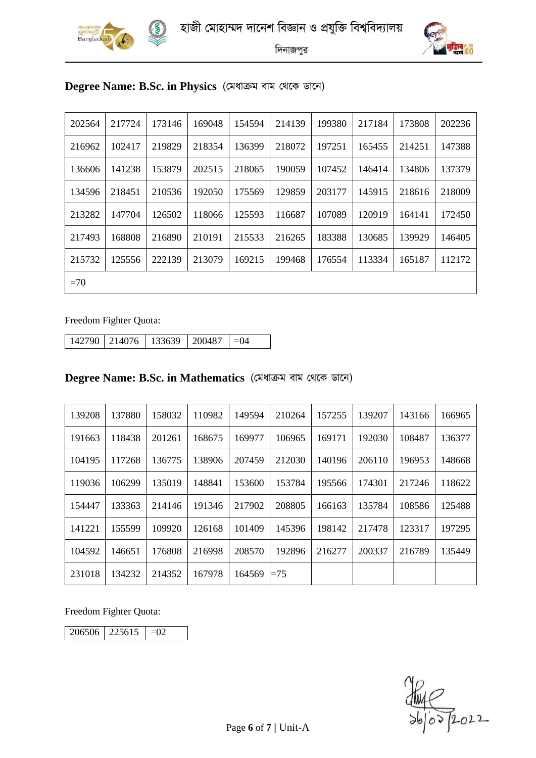## Degree Name: B.Sc. in Physics (মেধাক্রম বাম থেকে ডানে)

| | | | | | | | | | |
|---|---|---|---|---|---|---|---|---|---|
| 202564 | 217724 | 173146 | 169048 | 154594 | 214139 | 199380 | 217184 | 173808 | 202236 |
| 216962 | 102417 | 219829 | 218354 | 136399 | 218072 | 197251 | 165455 | 214251 | 147388 |
| 136606 | 141238 | 153879 | 202515 | 218065 | 190059 | 107452 | 146414 | 134806 | 137379 |
| 134596 | 218451 | 210536 | 192050 | 175569 | 129859 | 203177 | 145915 | 218616 | 218009 |
| 213282 | 147704 | 126502 | 118066 | 125593 | 116687 | 107089 | 120919 | 164141 | 172450 |
| 217493 | 168808 | 216890 | 210191 | 215533 | 216265 | 183388 | 130685 | 139929 | 146405 |
| 215732 | 125556 | 222139 | 213079 | 169215 | 199468 | 176554 | 113334 | 165187 | 112172 |
| =70 | | | | | | | | | |

Freedom Fighter Quota:

| | | | | |
|---|---|---|---|---|
| 142790 | 214076 | 133639 | 200487 | =04 |

## Degree Name: B.Sc. in Mathematics (মেধাক্রম বাম থেকে ডানে)

| | | | | | | | | | |
|---|---|---|---|---|---|---|---|---|---|
| 139208 | 137880 | 158032 | 110982 | 149594 | 210264 | 157255 | 139207 | 143166 | 166965 |
| 191663 | 118438 | 201261 | 168675 | 169977 | 106965 | 169171 | 192030 | 108487 | 136377 |
| 104195 | 117268 | 136775 | 138906 | 207459 | 212030 | 140196 | 206110 | 196953 | 148668 |
| 119036 | 106299 | 135019 | 148841 | 153600 | 153784 | 195566 | 174301 | 217246 | 118622 |
| 154447 | 133363 | 214146 | 191346 | 217902 | 208805 | 166163 | 135784 | 108586 | 125488 |
| 141221 | 155599 | 109920 | 126168 | 101409 | 145396 | 198142 | 217478 | 123317 | 197295 |
| 104592 | 146651 | 176808 | 216998 | 208570 | 192896 | 216277 | 200337 | 216789 | 135449 |
| 231018 | 134232 | 214352 | 167978 | 164569 | =75 | | | | |

Freedom Fighter Quota:

| | | |
|---|---|---|
| 206506 | 225615 | =02 |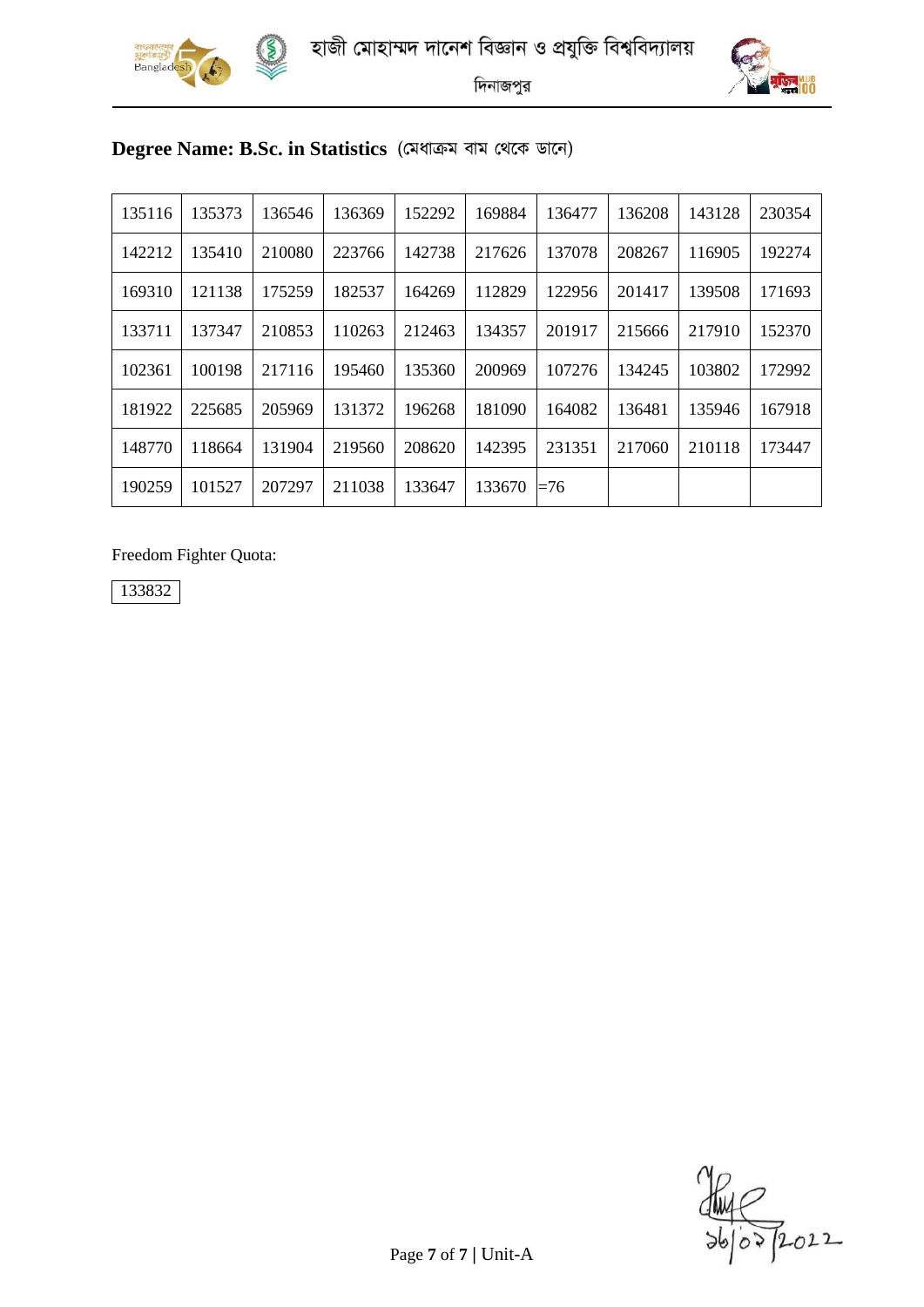হাজী মোহাম্মদ দানেশ বিজ্ঞান ও প্রযুক্তি বিশ্ববিদ্যালয়

দিনাজপুর

## Degree Name: B.Sc. in Statistics (মেধাক্রম বাম থেকে ডানে)

| | | | | | | | | | |
|---|---|---|---|---|---|---|---|---|---|
| 135116 | 135373 | 136546 | 136369 | 152292 | 169884 | 136477 | 136208 | 143128 | 230354 |
| 142212 | 135410 | 210080 | 223766 | 142738 | 217626 | 137078 | 208267 | 116905 | 192274 |
| 169310 | 121138 | 175259 | 182537 | 164269 | 112829 | 122956 | 201417 | 139508 | 171693 |
| 133711 | 137347 | 210853 | 110263 | 212463 | 134357 | 201917 | 215666 | 217910 | 152370 |
| 102361 | 100198 | 217116 | 195460 | 135360 | 200969 | 107276 | 134245 | 103802 | 172992 |
| 181922 | 225685 | 205969 | 131372 | 196268 | 181090 | 164082 | 136481 | 135946 | 167918 |
| 148770 | 118664 | 131904 | 219560 | 208620 | 142395 | 231351 | 217060 | 210118 | 173447 |
| 190259 | 101527 | 207297 | 211038 | 133647 | 133670 | =76 | | | |

Freedom Fighter Quota:

| |
|---|
| 133832 |

১৬/০২/2022